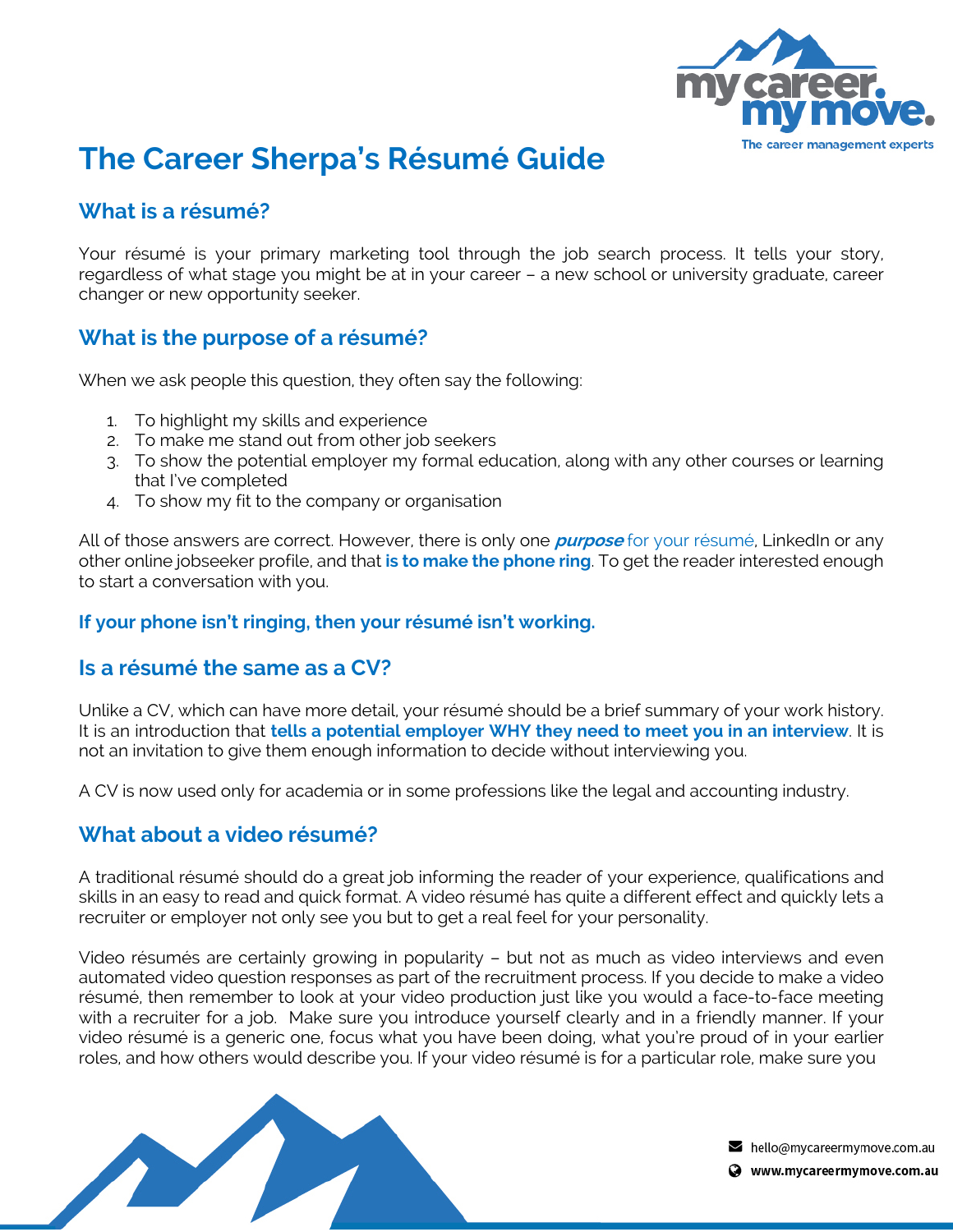# The Career Sherpa's Résumé Guide

## What is a résumé?

Your résumé is your primary marketing tool through the job search process. It tells your story, regardless of what stage you might be at in your career – a new school or university graduate, career changer or new opportunity seeker.

## What is the purpose of a résumé?

When we ask people this question, they often say the following:

1. To highlight my skills and experience
2. To make me stand out from other job seekers
3. To show the potential employer my formal education, along with any other courses or learning that I've completed
4. To show my fit to the company or organisation

All of those answers are correct. However, there is only one ***purpose*** for your résumé, LinkedIn or any other online jobseeker profile, and that **is to make the phone ring**. To get the reader interested enough to start a conversation with you.

**If your phone isn't ringing, then your résumé isn't working.**

## Is a résumé the same as a CV?

Unlike a CV, which can have more detail, your résumé should be a brief summary of your work history. It is an introduction that **tells a potential employer WHY they need to meet you in an interview**. It is not an invitation to give them enough information to decide without interviewing you.

A CV is now used only for academia or in some professions like the legal and accounting industry.

## What about a video résumé?

A traditional résumé should do a great job informing the reader of your experience, qualifications and skills in an easy to read and quick format. A video résumé has quite a different effect and quickly lets a recruiter or employer not only see you but to get a real feel for your personality.

Video résumés are certainly growing in popularity – but not as much as video interviews and even automated video question responses as part of the recruitment process. If you decide to make a video résumé, then remember to look at your video production just like you would a face-to-face meeting with a recruiter for a job. Make sure you introduce yourself clearly and in a friendly manner. If your video résumé is a generic one, focus what you have been doing, what you're proud of in your earlier roles, and how others would describe you. If your video résumé is for a particular role, make sure you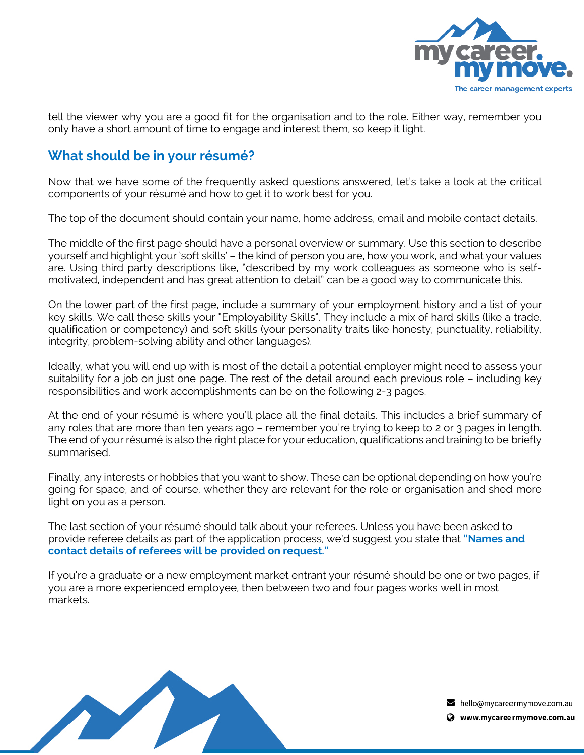tell the viewer why you are a good fit for the organisation and to the role. Either way, remember you only have a short amount of time to engage and interest them, so keep it light.

## What should be in your résumé?

Now that we have some of the frequently asked questions answered, let's take a look at the critical components of your résumé and how to get it to work best for you.

The top of the document should contain your name, home address, email and mobile contact details.

The middle of the first page should have a personal overview or summary. Use this section to describe yourself and highlight your 'soft skills' – the kind of person you are, how you work, and what your values are. Using third party descriptions like, "described by my work colleagues as someone who is self-motivated, independent and has great attention to detail" can be a good way to communicate this.

On the lower part of the first page, include a summary of your employment history and a list of your key skills. We call these skills your "Employability Skills". They include a mix of hard skills (like a trade, qualification or competency) and soft skills (your personality traits like honesty, punctuality, reliability, integrity, problem-solving ability and other languages).

Ideally, what you will end up with is most of the detail a potential employer might need to assess your suitability for a job on just one page. The rest of the detail around each previous role – including key responsibilities and work accomplishments can be on the following 2-3 pages.

At the end of your résumé is where you'll place all the final details. This includes a brief summary of any roles that are more than ten years ago – remember you're trying to keep to 2 or 3 pages in length. The end of your résumé is also the right place for your education, qualifications and training to be briefly summarised.

Finally, any interests or hobbies that you want to show. These can be optional depending on how you're going for space, and of course, whether they are relevant for the role or organisation and shed more light on you as a person.

The last section of your résumé should talk about your referees. Unless you have been asked to provide referee details as part of the application process, we'd suggest you state that **"Names and contact details of referees will be provided on request."**

If you're a graduate or a new employment market entrant your résumé should be one or two pages, if you are a more experienced employee, then between two and four pages works well in most markets.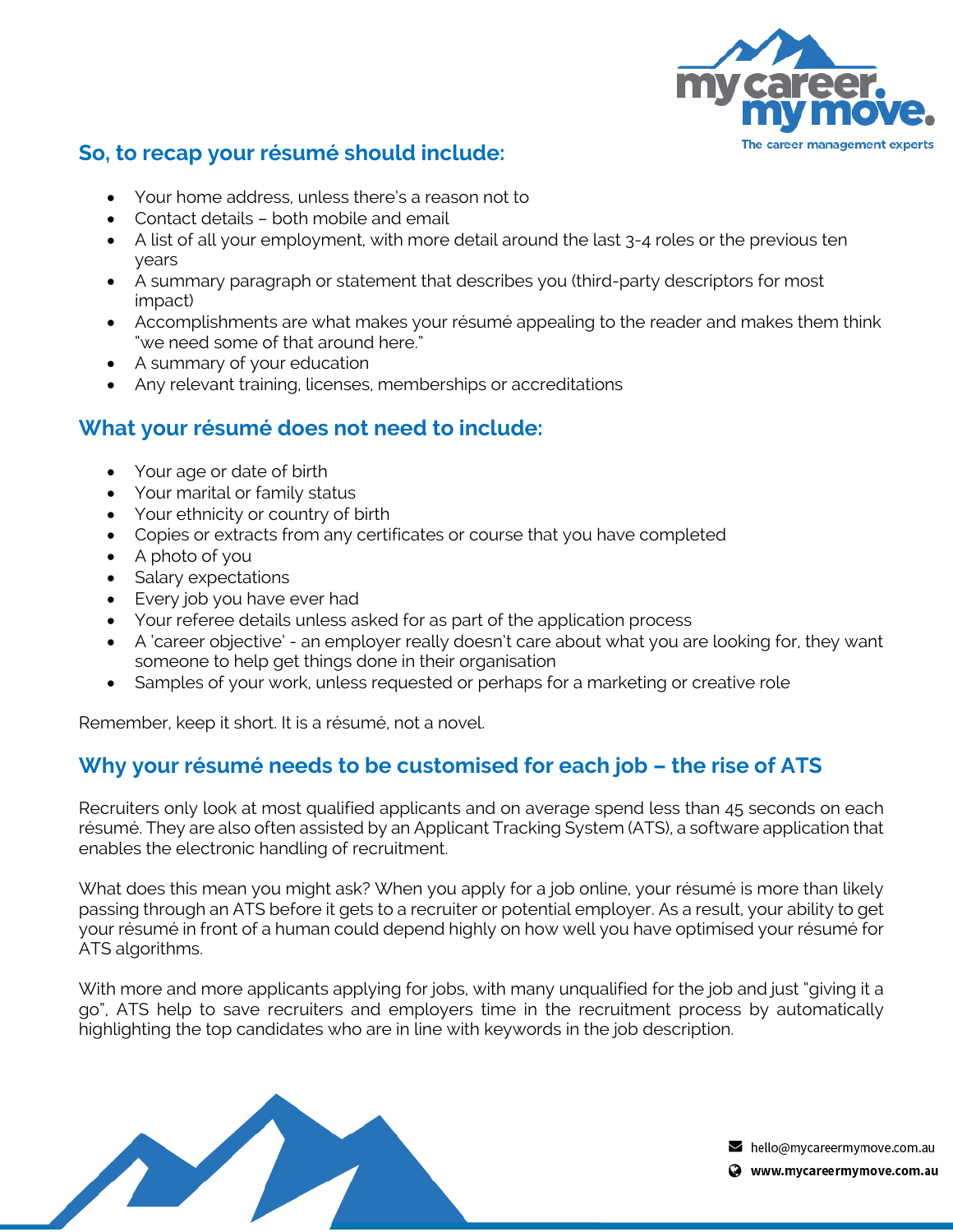## So, to recap your résumé should include:

- Your home address, unless there's a reason not to
- Contact details – both mobile and email
- A list of all your employment, with more detail around the last 3-4 roles or the previous ten years
- A summary paragraph or statement that describes you (third-party descriptors for most impact)
- Accomplishments are what makes your résumé appealing to the reader and makes them think "we need some of that around here."
- A summary of your education
- Any relevant training, licenses, memberships or accreditations

## What your résumé does not need to include:

- Your age or date of birth
- Your marital or family status
- Your ethnicity or country of birth
- Copies or extracts from any certificates or course that you have completed
- A photo of you
- Salary expectations
- Every job you have ever had
- Your referee details unless asked for as part of the application process
- A 'career objective' - an employer really doesn't care about what you are looking for, they want someone to help get things done in their organisation
- Samples of your work, unless requested or perhaps for a marketing or creative role

Remember, keep it short. It is a résumé, not a novel.

## Why your résumé needs to be customised for each job – the rise of ATS

Recruiters only look at most qualified applicants and on average spend less than 45 seconds on each résumé. They are also often assisted by an Applicant Tracking System (ATS), a software application that enables the electronic handling of recruitment.

What does this mean you might ask? When you apply for a job online, your résumé is more than likely passing through an ATS before it gets to a recruiter or potential employer. As a result, your ability to get your résumé in front of a human could depend highly on how well you have optimised your résumé for ATS algorithms.

With more and more applicants applying for jobs, with many unqualified for the job and just "giving it a go", ATS help to save recruiters and employers time in the recruitment process by automatically highlighting the top candidates who are in line with keywords in the job description.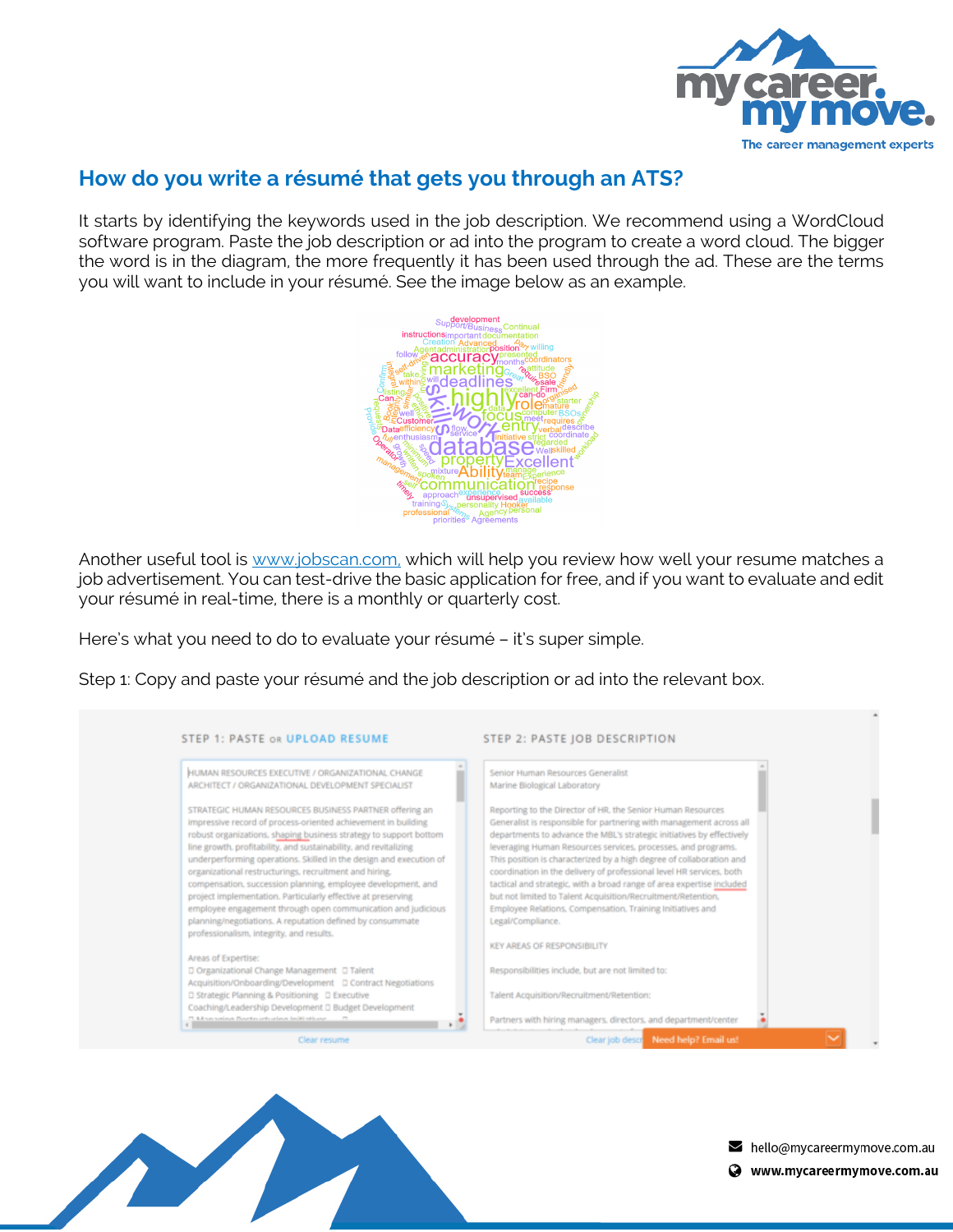## How do you write a résumé that gets you through an ATS?

It starts by identifying the keywords used in the job description. We recommend using a WordCloud software program. Paste the job description or ad into the program to create a word cloud. The bigger the word is in the diagram, the more frequently it has been used through the ad. These are the terms you will want to include in your résumé. See the image below as an example.

Another useful tool is www.jobscan.com, which will help you review how well your resume matches a job advertisement. You can test-drive the basic application for free, and if you want to evaluate and edit your résumé in real-time, there is a monthly or quarterly cost.

Here's what you need to do to evaluate your résumé – it's super simple.

Step 1: Copy and paste your résumé and the job description or ad into the relevant box.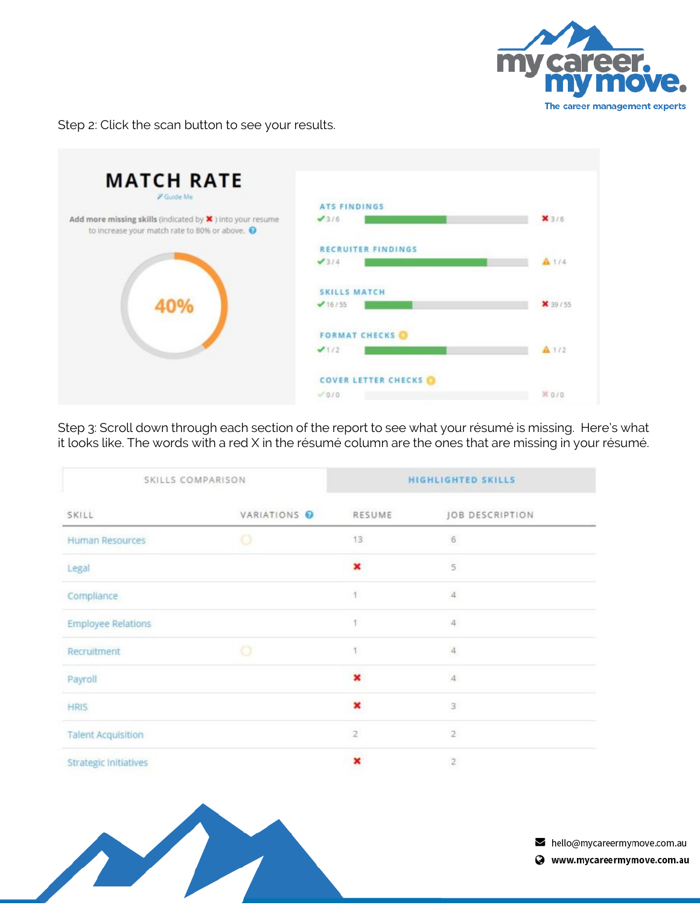Step 2: Click the scan button to see your results.

**MATCH RATE**

Guide Me

**Add more missing skills** (indicated by ✖ ) into your resume to increase your match rate to 80% or above.

40%

| Category | Found | Missing |
|---|---|---|
| ATS FINDINGS | ✔ 3 / 6 | ✖ 3 / 6 |
| RECRUITER FINDINGS | ✔ 3 / 4 | ⚠ 1 / 4 |
| SKILLS MATCH | ✔ 16 / 55 | ✖ 39 / 55 |
| FORMAT CHECKS | ✔ 1 / 2 | ⚠ 1 / 2 |
| COVER LETTER CHECKS | ✔ 0 / 0 | ✖ 0 / 0 |

Step 3: Scroll down through each section of the report to see what your résumé is missing. Here's what it looks like. The words with a red X in the résumé column are the ones that are missing in your résumé.

SKILLS COMPARISON | HIGHLIGHTED SKILLS

| SKILL | VARIATIONS | RESUME | JOB DESCRIPTION |
|---|---|---|---|
| Human Resources | ○ | 13 | 6 |
| Legal | | ✖ | 5 |
| Compliance | | 1 | 4 |
| Employee Relations | | 1 | 4 |
| Recruitment | ○ | 1 | 4 |
| Payroll | | ✖ | 4 |
| HRIS | | ✖ | 3 |
| Talent Acquisition | | 2 | 2 |
| Strategic Initiatives | | ✖ | 2 |

hello@mycareermymove.com.au

www.mycareermymove.com.au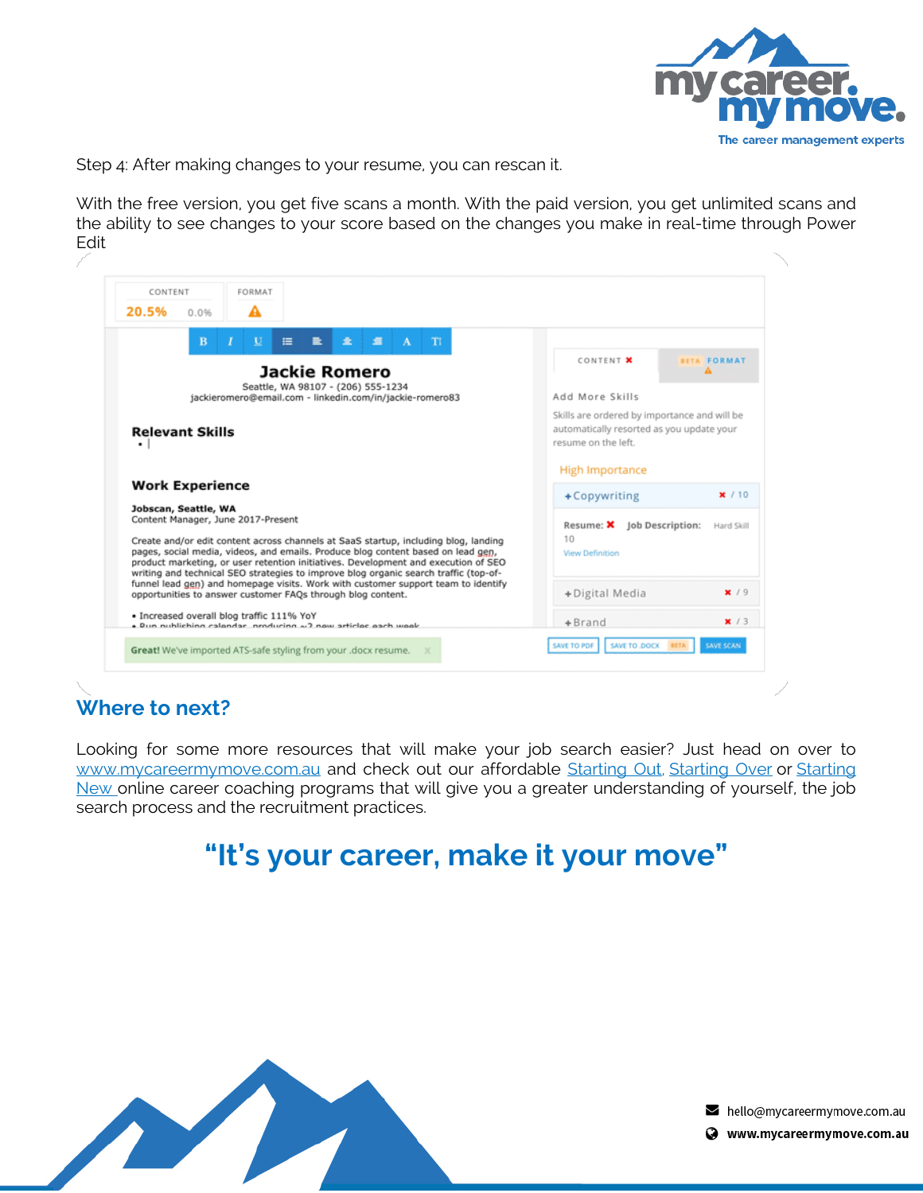Step 4: After making changes to your resume, you can rescan it.

With the free version, you get five scans a month. With the paid version, you get unlimited scans and the ability to see changes to your score based on the changes you make in real-time through Power Edit

## Where to next?

Looking for some more resources that will make your job search easier? Just head on over to www.mycareermymove.com.au and check out our affordable Starting Out, Starting Over or Starting New online career coaching programs that will give you a greater understanding of yourself, the job search process and the recruitment practices.

## "It's your career, make it your move"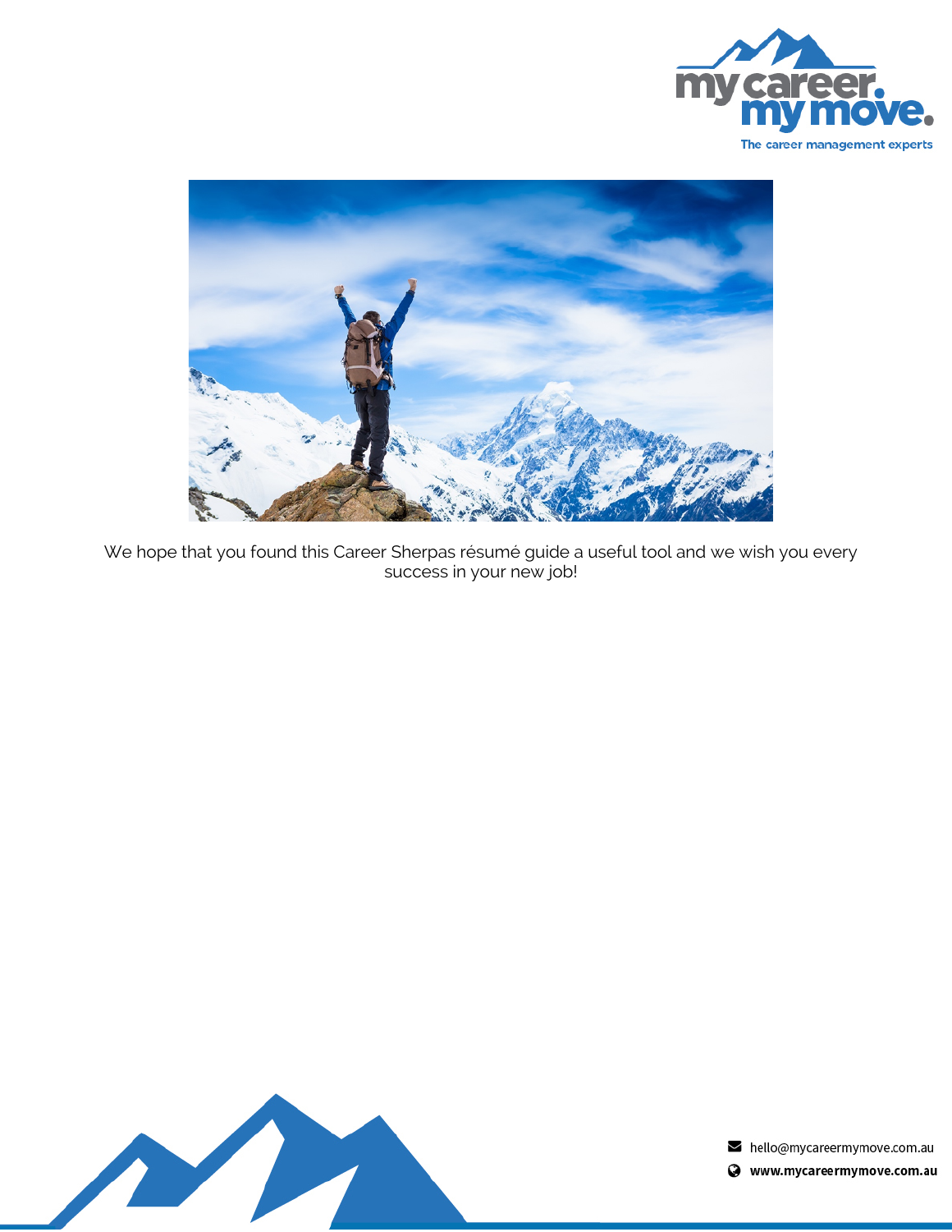We hope that you found this Career Sherpas résumé guide a useful tool and we wish you every success in your new job!

hello@mycareermymove.com.au

www.mycareermymove.com.au